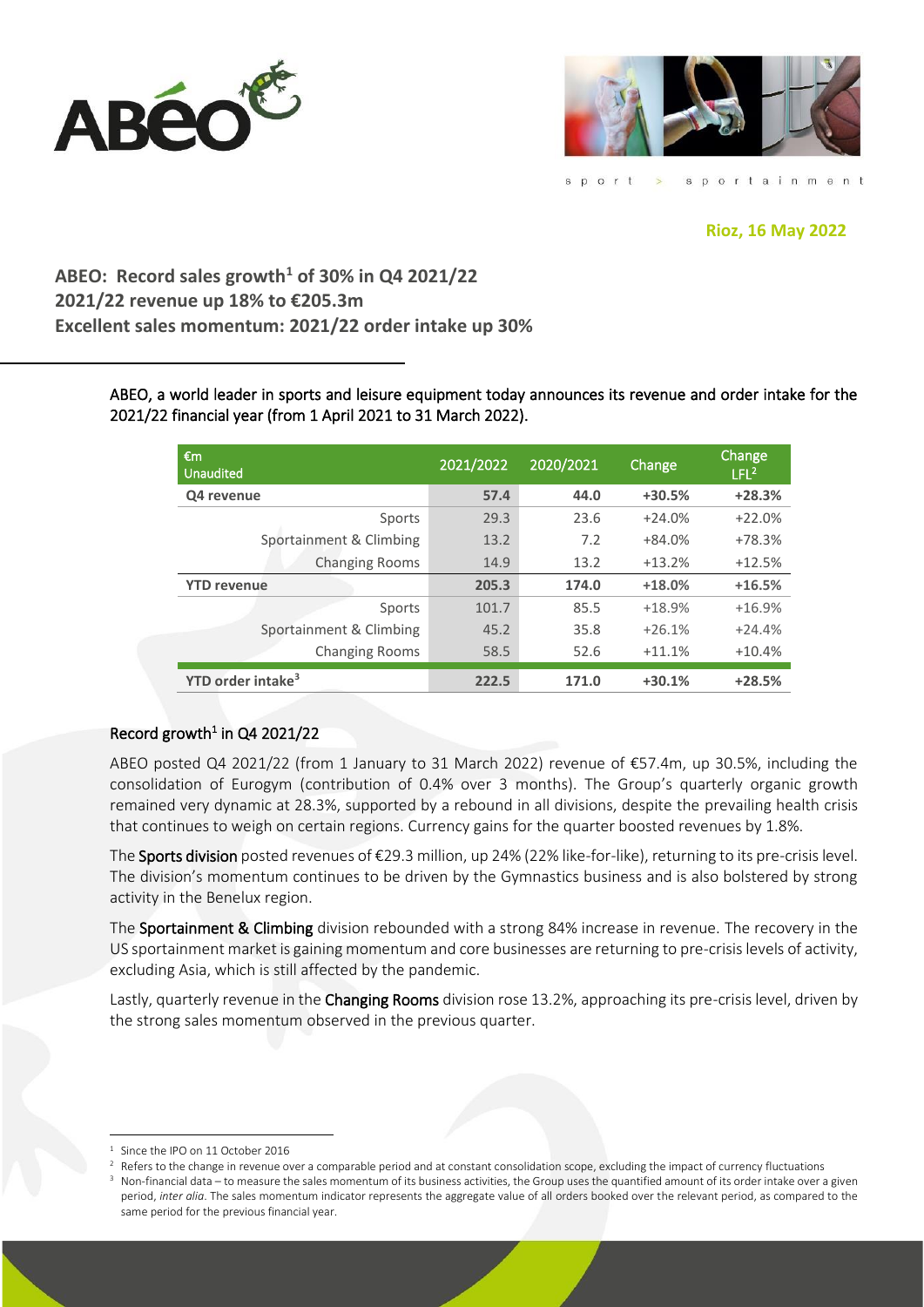Rioz, 16 May 2022

# ABEO: Record sales growth[1] of 30% in Q4 2021/22
# 2021/22 revenue up 18% to €205.3m
# Excellent sales momentum: 2021/22 order intake up 30%

ABEO, a world leader in sports and leisure equipment today announces its revenue and order intake for the 2021/22 financial year (from 1 April 2021 to 31 March 2022).

| €m Unaudited | 2021/2022 | 2020/2021 | Change | Change LFL[2] |
|---|---|---|---|---|
| **Q4 revenue** | **57.4** | **44.0** | **+30.5%** | **+28.3%** |
| Sports | 29.3 | 23.6 | +24.0% | +22.0% |
| Sportainment & Climbing | 13.2 | 7.2 | +84.0% | +78.3% |
| Changing Rooms | 14.9 | 13.2 | +13.2% | +12.5% |
| **YTD revenue** | **205.3** | **174.0** | **+18.0%** | **+16.5%** |
| Sports | 101.7 | 85.5 | +18.9% | +16.9% |
| Sportainment & Climbing | 45.2 | 35.8 | +26.1% | +24.4% |
| Changing Rooms | 58.5 | 52.6 | +11.1% | +10.4% |
| **YTD order intake[3]** | **222.5** | **171.0** | **+30.1%** | **+28.5%** |

## Record growth[1] in Q4 2021/22

ABEO posted Q4 2021/22 (from 1 January to 31 March 2022) revenue of €57.4m, up 30.5%, including the consolidation of Eurogym (contribution of 0.4% over 3 months). The Group's quarterly organic growth remained very dynamic at 28.3%, supported by a rebound in all divisions, despite the prevailing health crisis that continues to weigh on certain regions. Currency gains for the quarter boosted revenues by 1.8%.

The **Sports division** posted revenues of €29.3 million, up 24% (22% like-for-like), returning to its pre-crisis level. The division's momentum continues to be driven by the Gymnastics business and is also bolstered by strong activity in the Benelux region.

The **Sportainment & Climbing** division rebounded with a strong 84% increase in revenue. The recovery in the US sportainment market is gaining momentum and core businesses are returning to pre-crisis levels of activity, excluding Asia, which is still affected by the pandemic.

Lastly, quarterly revenue in the **Changing Rooms** division rose 13.2%, approaching its pre-crisis level, driven by the strong sales momentum observed in the previous quarter.

---

[1] Since the IPO on 11 October 2016

[2] Refers to the change in revenue over a comparable period and at constant consolidation scope, excluding the impact of currency fluctuations

[3] Non-financial data – to measure the sales momentum of its business activities, the Group uses the quantified amount of its order intake over a given period, *inter alia*. The sales momentum indicator represents the aggregate value of all orders booked over the relevant period, as compared to the same period for the previous financial year.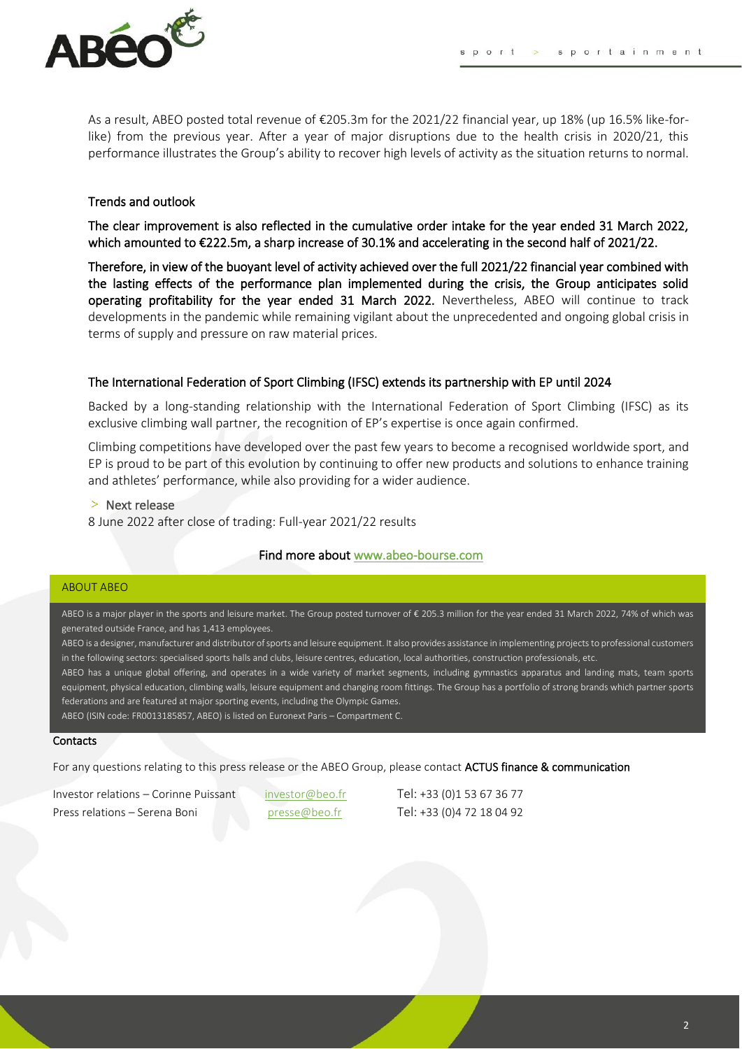As a result, ABEO posted total revenue of €205.3m for the 2021/22 financial year, up 18% (up 16.5% like-for-like) from the previous year. After a year of major disruptions due to the health crisis in 2020/21, this performance illustrates the Group's ability to recover high levels of activity as the situation returns to normal.

## Trends and outlook

**The clear improvement is also reflected in the cumulative order intake for the year ended 31 March 2022, which amounted to €222.5m, a sharp increase of 30.1% and accelerating in the second half of 2021/22.**

**Therefore, in view of the buoyant level of activity achieved over the full 2021/22 financial year combined with the lasting effects of the performance plan implemented during the crisis, the Group anticipates solid operating profitability for the year ended 31 March 2022.** Nevertheless, ABEO will continue to track developments in the pandemic while remaining vigilant about the unprecedented and ongoing global crisis in terms of supply and pressure on raw material prices.

## The International Federation of Sport Climbing (IFSC) extends its partnership with EP until 2024

Backed by a long-standing relationship with the International Federation of Sport Climbing (IFSC) as its exclusive climbing wall partner, the recognition of EP's expertise is once again confirmed.

Climbing competitions have developed over the past few years to become a recognised worldwide sport, and EP is proud to be part of this evolution by continuing to offer new products and solutions to enhance training and athletes' performance, while also providing for a wider audience.

## > Next release

8 June 2022 after close of trading: Full-year 2021/22 results

Find more about www.abeo-bourse.com

## ABOUT ABEO

ABEO is a major player in the sports and leisure market. The Group posted turnover of € 205.3 million for the year ended 31 March 2022, 74% of which was generated outside France, and has 1,413 employees.

ABEO is a designer, manufacturer and distributor of sports and leisure equipment. It also provides assistance in implementing projects to professional customers in the following sectors: specialised sports halls and clubs, leisure centres, education, local authorities, construction professionals, etc.

ABEO has a unique global offering, and operates in a wide variety of market segments, including gymnastics apparatus and landing mats, team sports equipment, physical education, climbing walls, leisure equipment and changing room fittings. The Group has a portfolio of strong brands which partner sports federations and are featured at major sporting events, including the Olympic Games.

ABEO (ISIN code: FR0013185857, ABEO) is listed on Euronext Paris – Compartment C.

## Contacts

For any questions relating to this press release or the ABEO Group, please contact **ACTUS finance & communication**

| | | |
|---|---|---|
| Investor relations – Corinne Puissant | investor@beo.fr | Tel: +33 (0)1 53 67 36 77 |
| Press relations – Serena Boni | presse@beo.fr | Tel: +33 (0)4 72 18 04 92 |